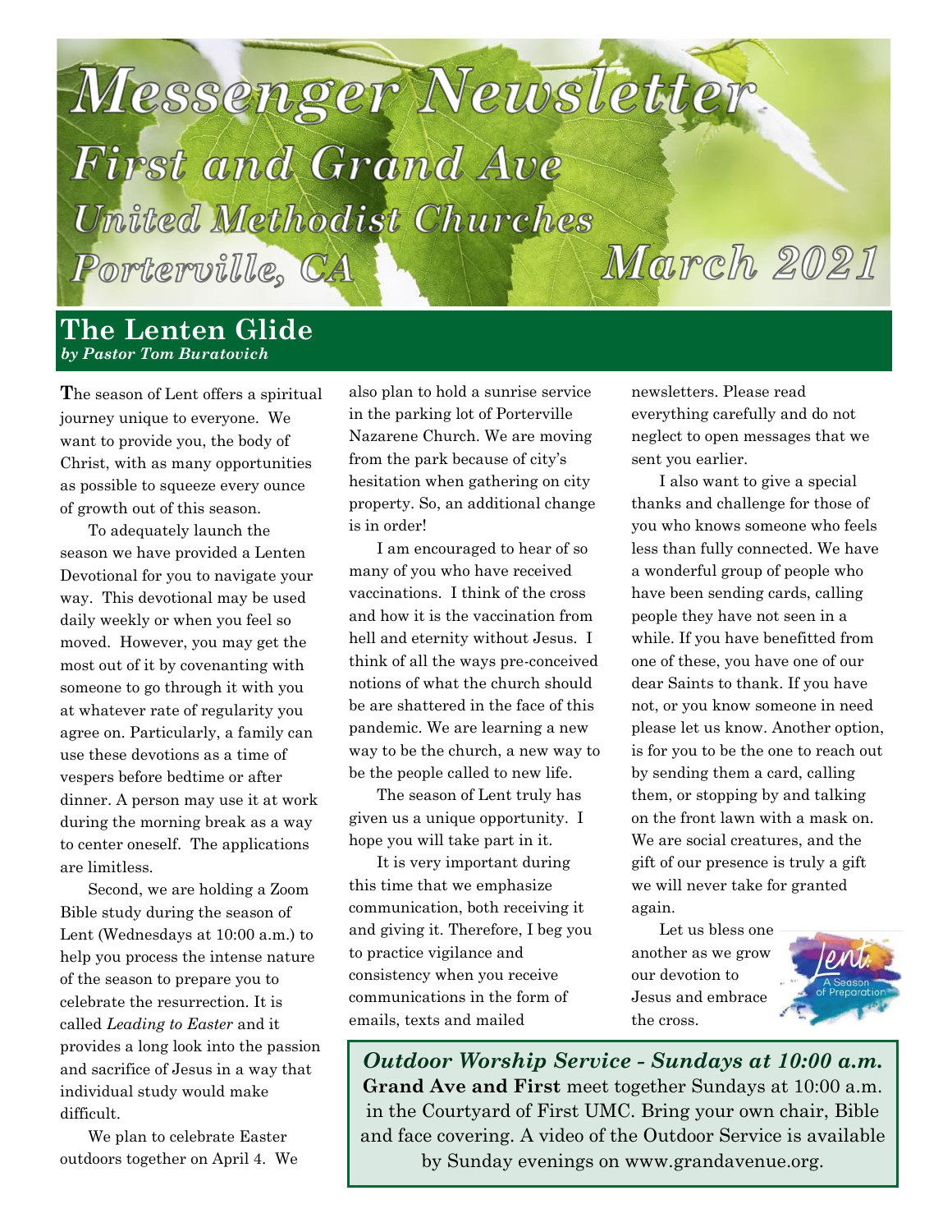# Messenger Newsletter

## First and Grand Ave

## United Methodist Churches

## Porterville, CA

## March 2021

## The Lenten Glide

***by Pastor Tom Buratovich***

**T**he season of Lent offers a spiritual journey unique to everyone. We want to provide you, the body of Christ, with as many opportunities as possible to squeeze every ounce of growth out of this season.

To adequately launch the season we have provided a Lenten Devotional for you to navigate your way. This devotional may be used daily weekly or when you feel so moved. However, you may get the most out of it by covenanting with someone to go through it with you at whatever rate of regularity you agree on. Particularly, a family can use these devotions as a time of vespers before bedtime or after dinner. A person may use it at work during the morning break as a way to center oneself. The applications are limitless.

Second, we are holding a Zoom Bible study during the season of Lent (Wednesdays at 10:00 a.m.) to help you process the intense nature of the season to prepare you to celebrate the resurrection. It is called *Leading to Easter* and it provides a long look into the passion and sacrifice of Jesus in a way that individual study would make difficult.

We plan to celebrate Easter outdoors together on April 4. We also plan to hold a sunrise service in the parking lot of Porterville Nazarene Church. We are moving from the park because of city's hesitation when gathering on city property. So, an additional change is in order!

I am encouraged to hear of so many of you who have received vaccinations. I think of the cross and how it is the vaccination from hell and eternity without Jesus. I think of all the ways pre-conceived notions of what the church should be are shattered in the face of this pandemic. We are learning a new way to be the church, a new way to be the people called to new life.

The season of Lent truly has given us a unique opportunity. I hope you will take part in it.

It is very important during this time that we emphasize communication, both receiving it and giving it. Therefore, I beg you to practice vigilance and consistency when you receive communications in the form of emails, texts and mailed newsletters. Please read everything carefully and do not neglect to open messages that we sent you earlier.

I also want to give a special thanks and challenge for those of you who knows someone who feels less than fully connected. We have a wonderful group of people who have been sending cards, calling people they have not seen in a while. If you have benefitted from one of these, you have one of our dear Saints to thank. If you have not, or you know someone in need please let us know. Another option, is for you to be the one to reach out by sending them a card, calling them, or stopping by and talking on the front lawn with a mask on. We are social creatures, and the gift of our presence is truly a gift we will never take for granted again.

Let us bless one another as we grow our devotion to Jesus and embrace the cross.

Lent: A Season of Preparation

***Outdoor Worship Service - Sundays at 10:00 a.m.***

**Grand Ave and First** meet together Sundays at 10:00 a.m. in the Courtyard of First UMC. Bring your own chair, Bible and face covering. A video of the Outdoor Service is available by Sunday evenings on www.grandavenue.org.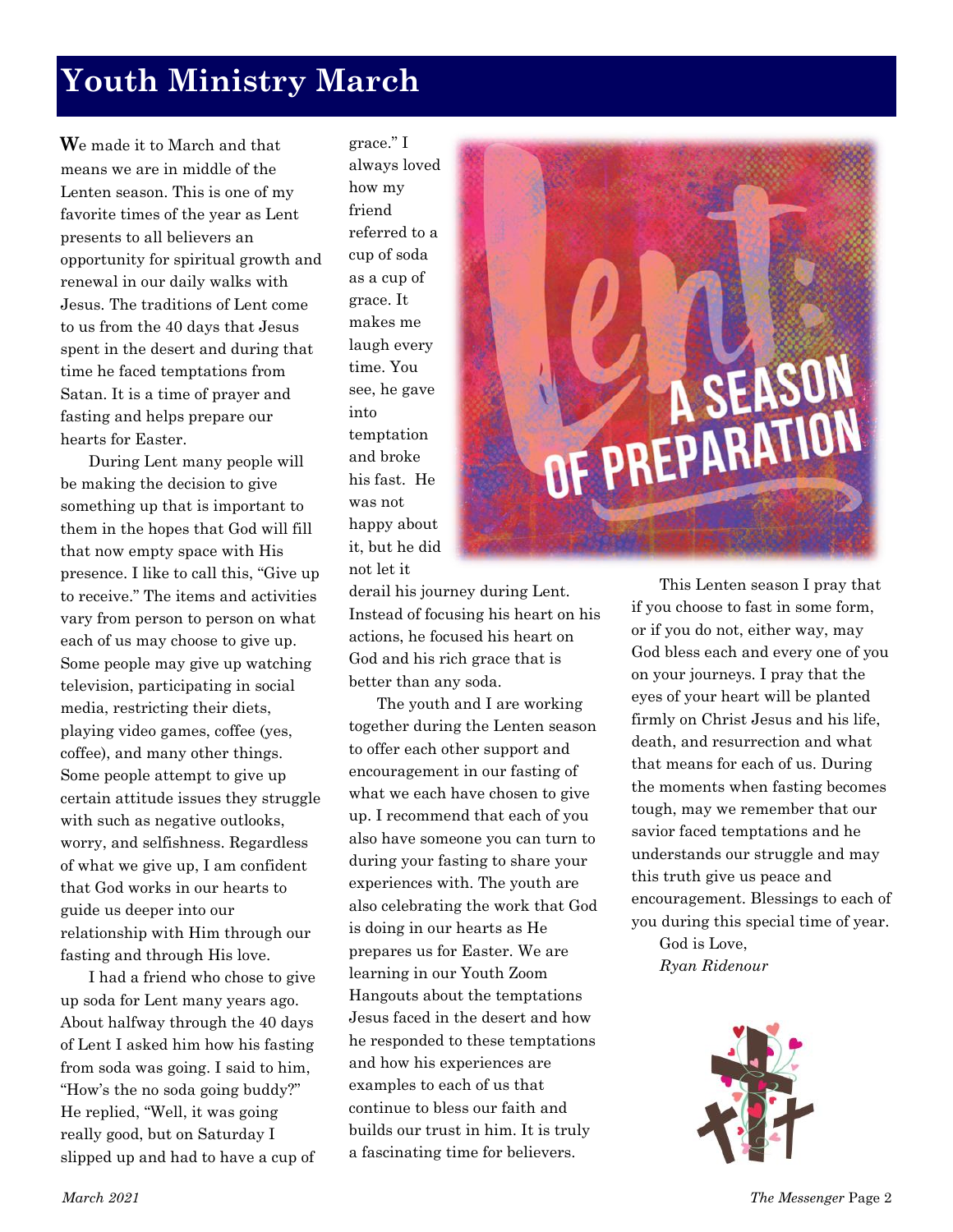# Youth Ministry March

**W**e made it to March and that means we are in middle of the Lenten season. This is one of my favorite times of the year as Lent presents to all believers an opportunity for spiritual growth and renewal in our daily walks with Jesus. The traditions of Lent come to us from the 40 days that Jesus spent in the desert and during that time he faced temptations from Satan. It is a time of prayer and fasting and helps prepare our hearts for Easter.

During Lent many people will be making the decision to give something up that is important to them in the hopes that God will fill that now empty space with His presence. I like to call this, "Give up to receive." The items and activities vary from person to person on what each of us may choose to give up. Some people may give up watching television, participating in social media, restricting their diets, playing video games, coffee (yes, coffee), and many other things. Some people attempt to give up certain attitude issues they struggle with such as negative outlooks, worry, and selfishness. Regardless of what we give up, I am confident that God works in our hearts to guide us deeper into our relationship with Him through our fasting and through His love.

I had a friend who chose to give up soda for Lent many years ago. About halfway through the 40 days of Lent I asked him how his fasting from soda was going. I said to him, "How's the no soda going buddy?" He replied, "Well, it was going really good, but on Saturday I slipped up and had to have a cup of grace." I always loved how my friend referred to a cup of soda as a cup of grace. It makes me laugh every time. You see, he gave into temptation and broke his fast. He was not happy about it, but he did not let it derail his journey during Lent. Instead of focusing his heart on his actions, he focused his heart on God and his rich grace that is better than any soda.

The youth and I are working together during the Lenten season to offer each other support and encouragement in our fasting of what we each have chosen to give up. I recommend that each of you also have someone you can turn to during your fasting to share your experiences with. The youth are also celebrating the work that God is doing in our hearts as He prepares us for Easter. We are learning in our Youth Zoom Hangouts about the temptations Jesus faced in the desert and how he responded to these temptations and how his experiences are examples to each of us that continue to bless our faith and builds our trust in him. It is truly a fascinating time for believers.

This Lenten season I pray that if you choose to fast in some form, or if you do not, either way, may God bless each and every one of you on your journeys. I pray that the eyes of your heart will be planted firmly on Christ Jesus and his life, death, and resurrection and what that means for each of us. During the moments when fasting becomes tough, may we remember that our savior faced temptations and he understands our struggle and may this truth give us peace and encouragement. Blessings to each of you during this special time of year.

God is Love,

*Ryan Ridenour*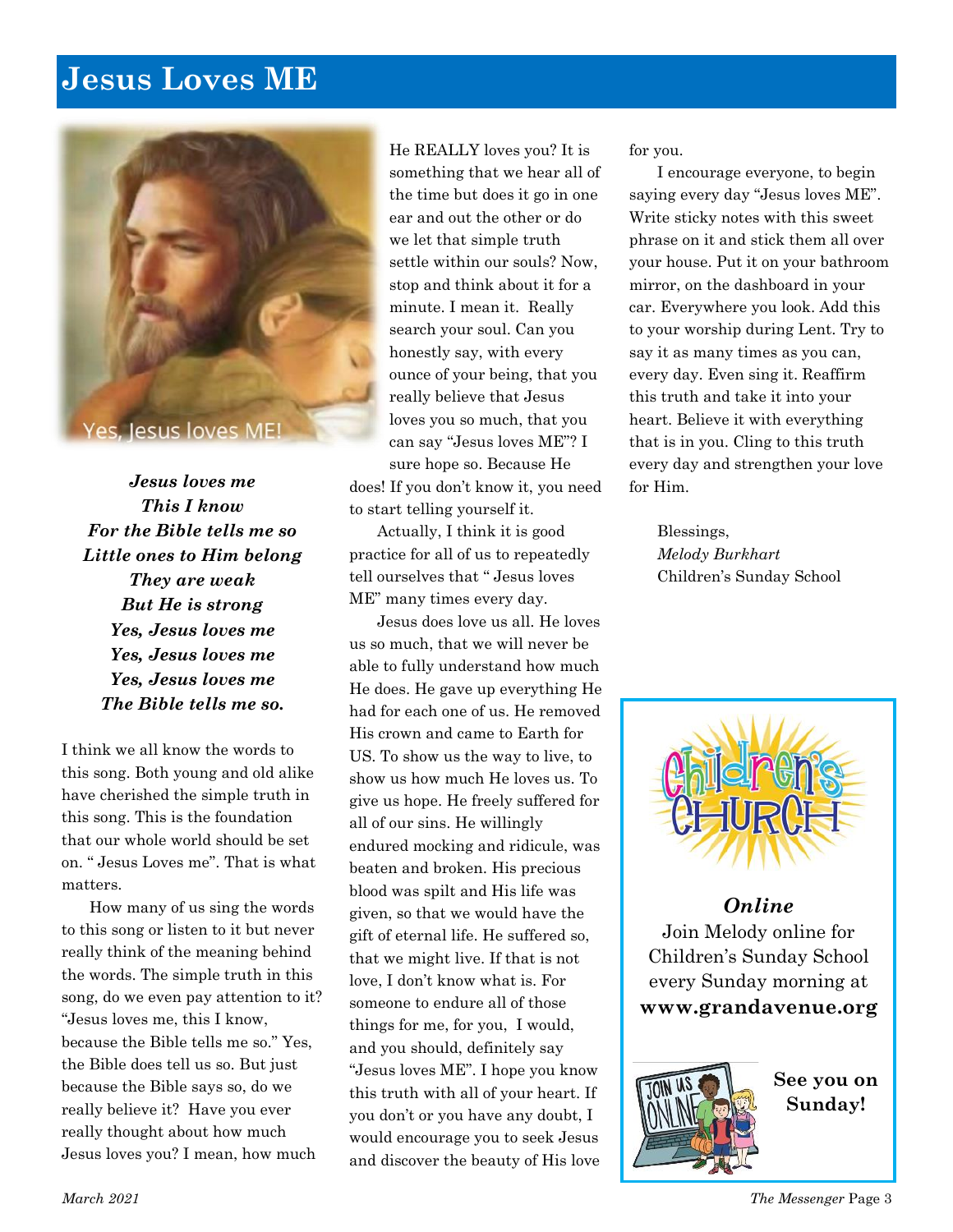# Jesus Loves ME

Yes, Jesus loves ME!

***Jesus loves me***
***This I know***
***For the Bible tells me so***
***Little ones to Him belong***
***They are weak***
***But He is strong***
***Yes, Jesus loves me***
***Yes, Jesus loves me***
***Yes, Jesus loves me***
***The Bible tells me so.***

I think we all know the words to this song. Both young and old alike have cherished the simple truth in this song. This is the foundation that our whole world should be set on. " Jesus Loves me". That is what matters.

How many of us sing the words to this song or listen to it but never really think of the meaning behind the words. The simple truth in this song, do we even pay attention to it? "Jesus loves me, this I know, because the Bible tells me so." Yes, the Bible does tell us so. But just because the Bible says so, do we really believe it? Have you ever really thought about how much Jesus loves you? I mean, how much He REALLY loves you? It is something that we hear all of the time but does it go in one ear and out the other or do we let that simple truth settle within our souls? Now, stop and think about it for a minute. I mean it. Really search your soul. Can you honestly say, with every ounce of your being, that you really believe that Jesus loves you so much, that you can say "Jesus loves ME"? I sure hope so. Because He does! If you don't know it, you need to start telling yourself it.

Actually, I think it is good practice for all of us to repeatedly tell ourselves that " Jesus loves ME" many times every day.

Jesus does love us all. He loves us so much, that we will never be able to fully understand how much He does. He gave up everything He had for each one of us. He removed His crown and came to Earth for US. To show us the way to live, to show us how much He loves us. To give us hope. He freely suffered for all of our sins. He willingly endured mocking and ridicule, was beaten and broken. His precious blood was spilt and His life was given, so that we would have the gift of eternal life. He suffered so, that we might live. If that is not love, I don't know what is. For someone to endure all of those things for me, for you, I would, and you should, definitely say "Jesus loves ME". I hope you know this truth with all of your heart. If you don't or you have any doubt, I would encourage you to seek Jesus and discover the beauty of His love for you.

I encourage everyone, to begin saying every day "Jesus loves ME". Write sticky notes with this sweet phrase on it and stick them all over your house. Put it on your bathroom mirror, on the dashboard in your car. Everywhere you look. Add this to your worship during Lent. Try to say it as many times as you can, every day. Even sing it. Reaffirm this truth and take it into your heart. Believe it with everything that is in you. Cling to this truth every day and strengthen your love for Him.

Blessings,
*Melody Burkhart*
Children's Sunday School

---

Children's CHURCH

***Online***
Join Melody online for Children's Sunday School every Sunday morning at **www.grandavenue.org**

JOIN US ONLINE

**See you on Sunday!**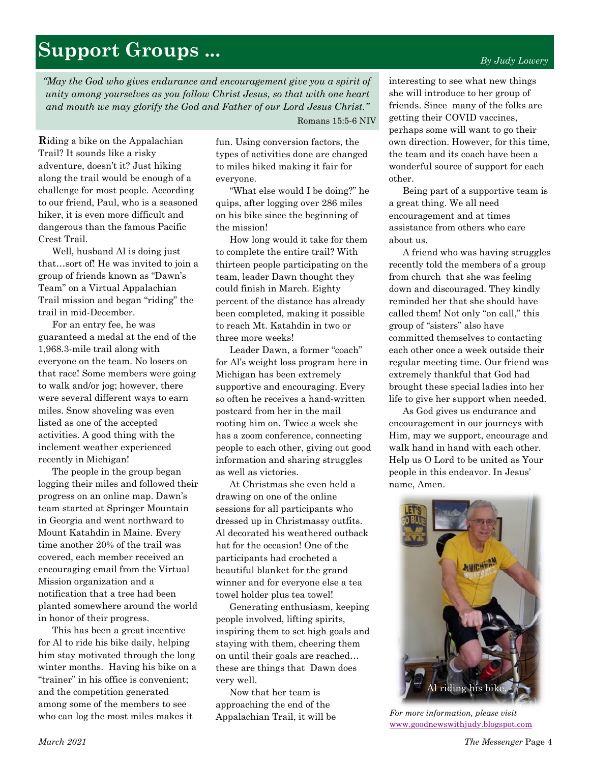# Support Groups ...

*By Judy Lowery*

*"May the God who gives endurance and encouragement give you a spirit of unity among yourselves as you follow Christ Jesus, so that with one heart and mouth we may glorify the God and Father of our Lord Jesus Christ."*

Romans 15:5-6 NIV

**R**iding a bike on the Appalachian Trail? It sounds like a risky adventure, doesn't it? Just hiking along the trail would be enough of a challenge for most people. According to our friend, Paul, who is a seasoned hiker, it is even more difficult and dangerous than the famous Pacific Crest Trail.

Well, husband Al is doing just that…sort of! He was invited to join a group of friends known as "Dawn's Team" on a Virtual Appalachian Trail mission and began "riding" the trail in mid-December.

For an entry fee, he was guaranteed a medal at the end of the 1,968.3-mile trail along with everyone on the team. No losers on that race! Some members were going to walk and/or jog; however, there were several different ways to earn miles. Snow shoveling was even listed as one of the accepted activities. A good thing with the inclement weather experienced recently in Michigan!

The people in the group began logging their miles and followed their progress on an online map. Dawn's team started at Springer Mountain in Georgia and went northward to Mount Katahdin in Maine. Every time another 20% of the trail was covered, each member received an encouraging email from the Virtual Mission organization and a notification that a tree had been planted somewhere around the world in honor of their progress.

This has been a great incentive for Al to ride his bike daily, helping him stay motivated through the long winter months. Having his bike on a "trainer" in his office is convenient; and the competition generated among some of the members to see who can log the most miles makes it fun. Using conversion factors, the types of activities done are changed to miles hiked making it fair for everyone.

"What else would I be doing?" he quips, after logging over 286 miles on his bike since the beginning of the mission!

How long would it take for them to complete the entire trail? With thirteen people participating on the team, leader Dawn thought they could finish in March. Eighty percent of the distance has already been completed, making it possible to reach Mt. Katahdin in two or three more weeks!

Leader Dawn, a former "coach" for Al's weight loss program here in Michigan has been extremely supportive and encouraging. Every so often he receives a hand-written postcard from her in the mail rooting him on. Twice a week she has a zoom conference, connecting people to each other, giving out good information and sharing struggles as well as victories.

At Christmas she even held a drawing on one of the online sessions for all participants who dressed up in Christmassy outfits. Al decorated his weathered outback hat for the occasion! One of the participants had crocheted a beautiful blanket for the grand winner and for everyone else a tea towel holder plus tea towel!

Generating enthusiasm, keeping people involved, lifting spirits, inspiring them to set high goals and staying with them, cheering them on until their goals are reached… these are things that Dawn does very well.

Now that her team is approaching the end of the Appalachian Trail, it will be interesting to see what new things she will introduce to her group of friends. Since many of the folks are getting their COVID vaccines, perhaps some will want to go their own direction. However, for this time, the team and its coach have been a wonderful source of support for each other.

Being part of a supportive team is a great thing. We all need encouragement and at times assistance from others who care about us.

A friend who was having struggles recently told the members of a group from church that she was feeling down and discouraged. They kindly reminded her that she should have called them! Not only "on call," this group of "sisters" also have committed themselves to contacting each other once a week outside their regular meeting time. Our friend was extremely thankful that God had brought these special ladies into her life to give her support when needed.

As God gives us endurance and encouragement in our journeys with Him, may we support, encourage and walk hand in hand with each other. Help us O Lord to be united as Your people in this endeavor. In Jesus' name, Amen.

Al riding his bike.

*For more information, please visit* www.goodnewswithjudy.blogspot.com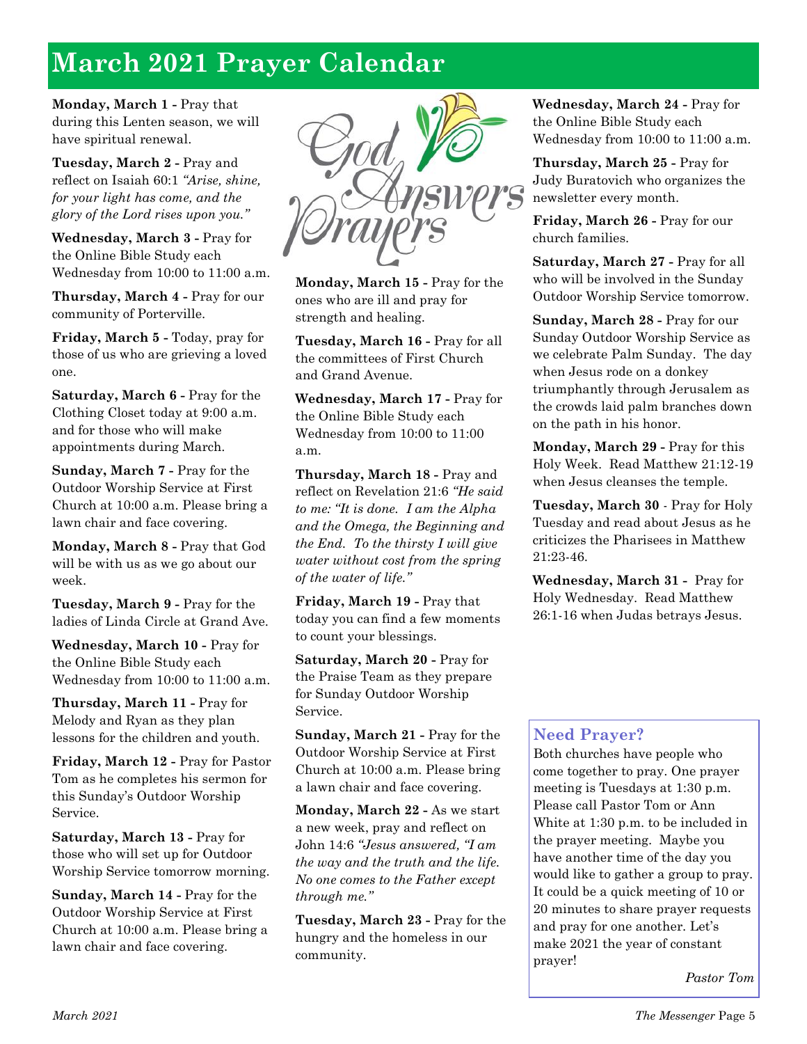# March 2021 Prayer Calendar

**Monday, March 1 -** Pray that during this Lenten season, we will have spiritual renewal.

**Tuesday, March 2 -** Pray and reflect on Isaiah 60:1 *"Arise, shine, for your light has come, and the glory of the Lord rises upon you."*

**Wednesday, March 3 -** Pray for the Online Bible Study each Wednesday from 10:00 to 11:00 a.m.

**Thursday, March 4 -** Pray for our community of Porterville.

**Friday, March 5 -** Today, pray for those of us who are grieving a loved one.

**Saturday, March 6 -** Pray for the Clothing Closet today at 9:00 a.m. and for those who will make appointments during March.

**Sunday, March 7 -** Pray for the Outdoor Worship Service at First Church at 10:00 a.m. Please bring a lawn chair and face covering.

**Monday, March 8 -** Pray that God will be with us as we go about our week.

**Tuesday, March 9 -** Pray for the ladies of Linda Circle at Grand Ave.

**Wednesday, March 10 -** Pray for the Online Bible Study each Wednesday from 10:00 to 11:00 a.m.

**Thursday, March 11 -** Pray for Melody and Ryan as they plan lessons for the children and youth.

**Friday, March 12 -** Pray for Pastor Tom as he completes his sermon for this Sunday's Outdoor Worship Service.

**Saturday, March 13 -** Pray for those who will set up for Outdoor Worship Service tomorrow morning.

**Sunday, March 14 -** Pray for the Outdoor Worship Service at First Church at 10:00 a.m. Please bring a lawn chair and face covering.

God Answers Prayers

**Monday, March 15 -** Pray for the ones who are ill and pray for strength and healing.

**Tuesday, March 16 -** Pray for all the committees of First Church and Grand Avenue.

**Wednesday, March 17 -** Pray for the Online Bible Study each Wednesday from 10:00 to 11:00 a.m.

**Thursday, March 18 -** Pray and reflect on Revelation 21:6 *"He said to me: "It is done. I am the Alpha and the Omega, the Beginning and the End. To the thirsty I will give water without cost from the spring of the water of life."*

**Friday, March 19 -** Pray that today you can find a few moments to count your blessings.

**Saturday, March 20 -** Pray for the Praise Team as they prepare for Sunday Outdoor Worship Service.

**Sunday, March 21 -** Pray for the Outdoor Worship Service at First Church at 10:00 a.m. Please bring a lawn chair and face covering.

**Monday, March 22 -** As we start a new week, pray and reflect on John 14:6 *"Jesus answered, "I am the way and the truth and the life. No one comes to the Father except through me."*

**Tuesday, March 23 -** Pray for the hungry and the homeless in our community.

**Wednesday, March 24 -** Pray for the Online Bible Study each Wednesday from 10:00 to 11:00 a.m.

**Thursday, March 25 -** Pray for Judy Buratovich who organizes the newsletter every month.

**Friday, March 26 -** Pray for our church families.

**Saturday, March 27 -** Pray for all who will be involved in the Sunday Outdoor Worship Service tomorrow.

**Sunday, March 28 -** Pray for our Sunday Outdoor Worship Service as we celebrate Palm Sunday. The day when Jesus rode on a donkey triumphantly through Jerusalem as the crowds laid palm branches down on the path in his honor.

**Monday, March 29 -** Pray for this Holy Week. Read Matthew 21:12-19 when Jesus cleanses the temple.

**Tuesday, March 30** - Pray for Holy Tuesday and read about Jesus as he criticizes the Pharisees in Matthew 21:23-46.

**Wednesday, March 31 -** Pray for Holy Wednesday. Read Matthew 26:1-16 when Judas betrays Jesus.

## Need Prayer?

Both churches have people who come together to pray. One prayer meeting is Tuesdays at 1:30 p.m. Please call Pastor Tom or Ann White at 1:30 p.m. to be included in the prayer meeting. Maybe you have another time of the day you would like to gather a group to pray. It could be a quick meeting of 10 or 20 minutes to share prayer requests and pray for one another. Let's make 2021 the year of constant prayer!

*Pastor Tom*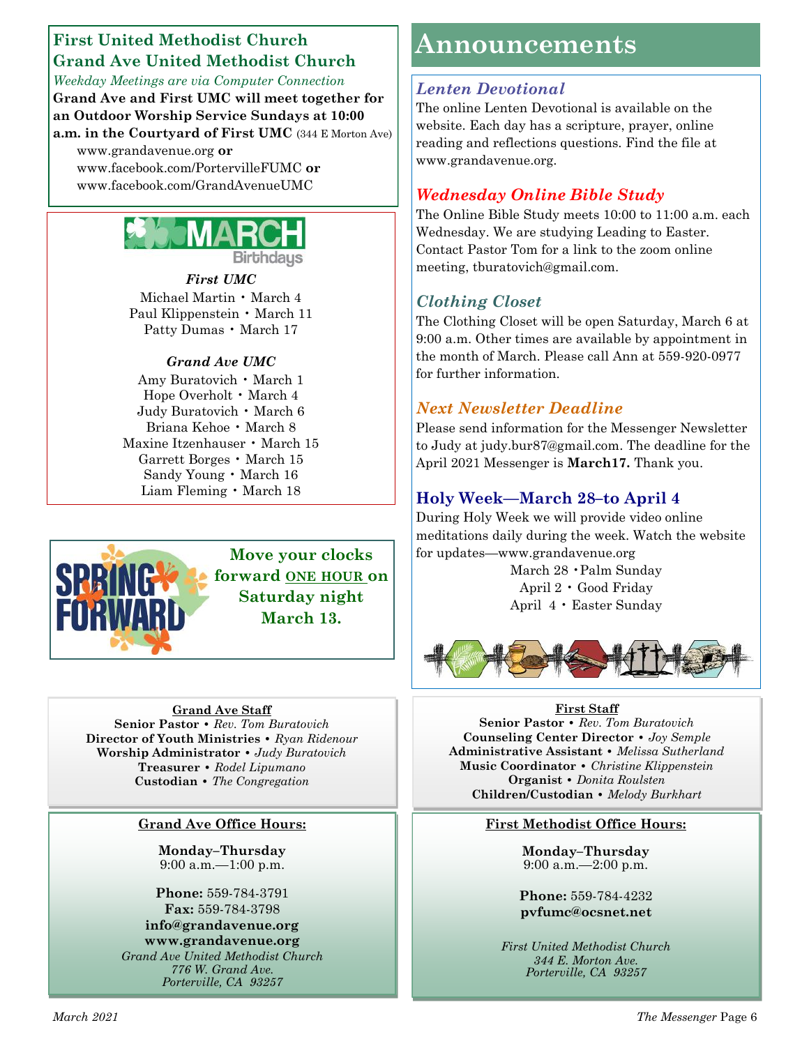## First United Methodist Church
## Grand Ave United Methodist Church

*Weekday Meetings are via Computer Connection*

**Grand Ave and First UMC will meet together for an Outdoor Worship Service Sundays at 10:00 a.m. in the Courtyard of First UMC** (344 E Morton Ave)

www.grandavenue.org **or**
www.facebook.com/PortervilleFUMC **or**
www.facebook.com/GrandAvenueUMC

### MARCH Birthdays

***First UMC***

Michael Martin • March 4
Paul Klippenstein • March 11
Patty Dumas • March 17

***Grand Ave UMC***

Amy Buratovich • March 1
Hope Overholt • March 4
Judy Buratovich • March 6
Briana Kehoe • March 8
Maxine Itzenhauser • March 15
Garrett Borges • March 15
Sandy Young • March 16
Liam Fleming • March 18

SPRING FORWARD

**Move your clocks forward ONE HOUR on Saturday night March 13.**

# Announcements

### *Lenten Devotional*

The online Lenten Devotional is available on the website. Each day has a scripture, prayer, online reading and reflections questions. Find the file at www.grandavenue.org.

### *Wednesday Online Bible Study*

The Online Bible Study meets 10:00 to 11:00 a.m. each Wednesday. We are studying Leading to Easter. Contact Pastor Tom for a link to the zoom online meeting, tburatovich@gmail.com.

### *Clothing Closet*

The Clothing Closet will be open Saturday, March 6 at 9:00 a.m. Other times are available by appointment in the month of March. Please call Ann at 559-920-0977 for further information.

### *Next Newsletter Deadline*

Please send information for the Messenger Newsletter to Judy at judy.bur87@gmail.com. The deadline for the April 2021 Messenger is **March17.** Thank you.

### Holy Week—March 28–to April 4

During Holy Week we will provide video online meditations daily during the week. Watch the website for updates—www.grandavenue.org

March 28 •Palm Sunday
April 2 • Good Friday
April 4 • Easter Sunday

**Grand Ave Staff**

**Senior Pastor** • *Rev. Tom Buratovich*
**Director of Youth Ministries** • *Ryan Ridenour*
**Worship Administrator** • *Judy Buratovich*
**Treasurer** • *Rodel Lipumano*
**Custodian** • *The Congregation*

**Grand Ave Office Hours:**

**Monday–Thursday**
9:00 a.m.—1:00 p.m.

**Phone:** 559-784-3791
**Fax:** 559-784-3798
**info@grandavenue.org**
**www.grandavenue.org**
*Grand Ave United Methodist Church*
*776 W. Grand Ave.*
*Porterville, CA 93257*

**First Staff**

**Senior Pastor** • *Rev. Tom Buratovich*
**Counseling Center Director** • *Joy Semple*
**Administrative Assistant** • *Melissa Sutherland*
**Music Coordinator** • *Christine Klippenstein*
**Organist** • *Donita Roulsten*
**Children/Custodian** • *Melody Burkhart*

**First Methodist Office Hours:**

**Monday–Thursday**
9:00 a.m.—2:00 p.m.

**Phone:** 559-784-4232
**pvfumc@ocsnet.net**

*First United Methodist Church*
*344 E. Morton Ave.*
*Porterville, CA 93257*